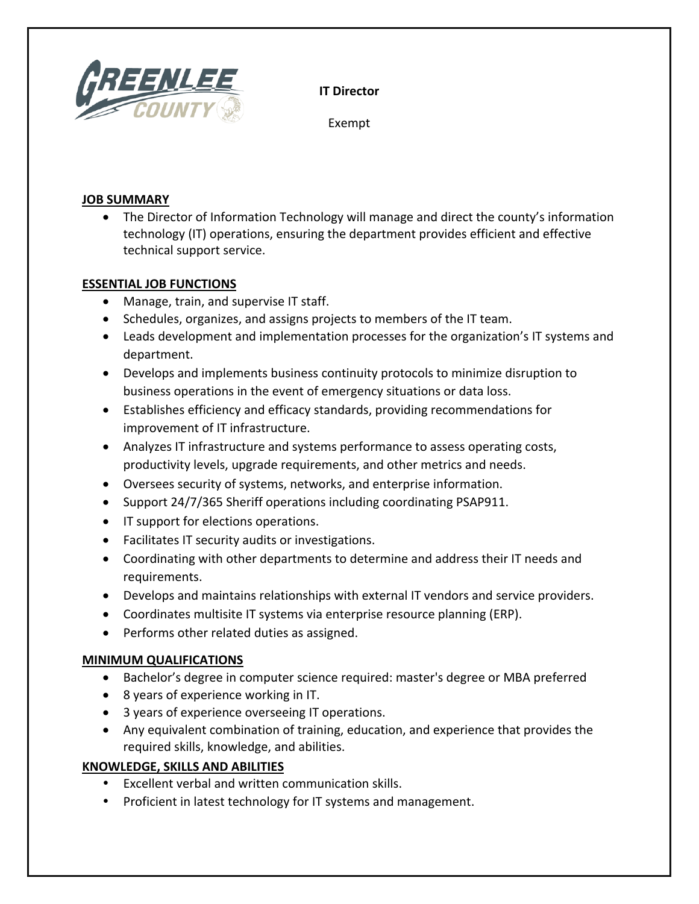**IT Director**

Exempt

## JOB SUMMARY

- The Director of Information Technology will manage and direct the county's information technology (IT) operations, ensuring the department provides efficient and effective technical support service.

## ESSENTIAL JOB FUNCTIONS

- Manage, train, and supervise IT staff.
- Schedules, organizes, and assigns projects to members of the IT team.
- Leads development and implementation processes for the organization's IT systems and department.
- Develops and implements business continuity protocols to minimize disruption to business operations in the event of emergency situations or data loss.
- Establishes efficiency and efficacy standards, providing recommendations for improvement of IT infrastructure.
- Analyzes IT infrastructure and systems performance to assess operating costs, productivity levels, upgrade requirements, and other metrics and needs.
- Oversees security of systems, networks, and enterprise information.
- Support 24/7/365 Sheriff operations including coordinating PSAP911.
- IT support for elections operations.
- Facilitates IT security audits or investigations.
- Coordinating with other departments to determine and address their IT needs and requirements.
- Develops and maintains relationships with external IT vendors and service providers.
- Coordinates multisite IT systems via enterprise resource planning (ERP).
- Performs other related duties as assigned.

## MINIMUM QUALIFICATIONS

- Bachelor's degree in computer science required: master's degree or MBA preferred
- 8 years of experience working in IT.
- 3 years of experience overseeing IT operations.
- Any equivalent combination of training, education, and experience that provides the required skills, knowledge, and abilities.

## KNOWLEDGE, SKILLS AND ABILITIES

- Excellent verbal and written communication skills.
- Proficient in latest technology for IT systems and management.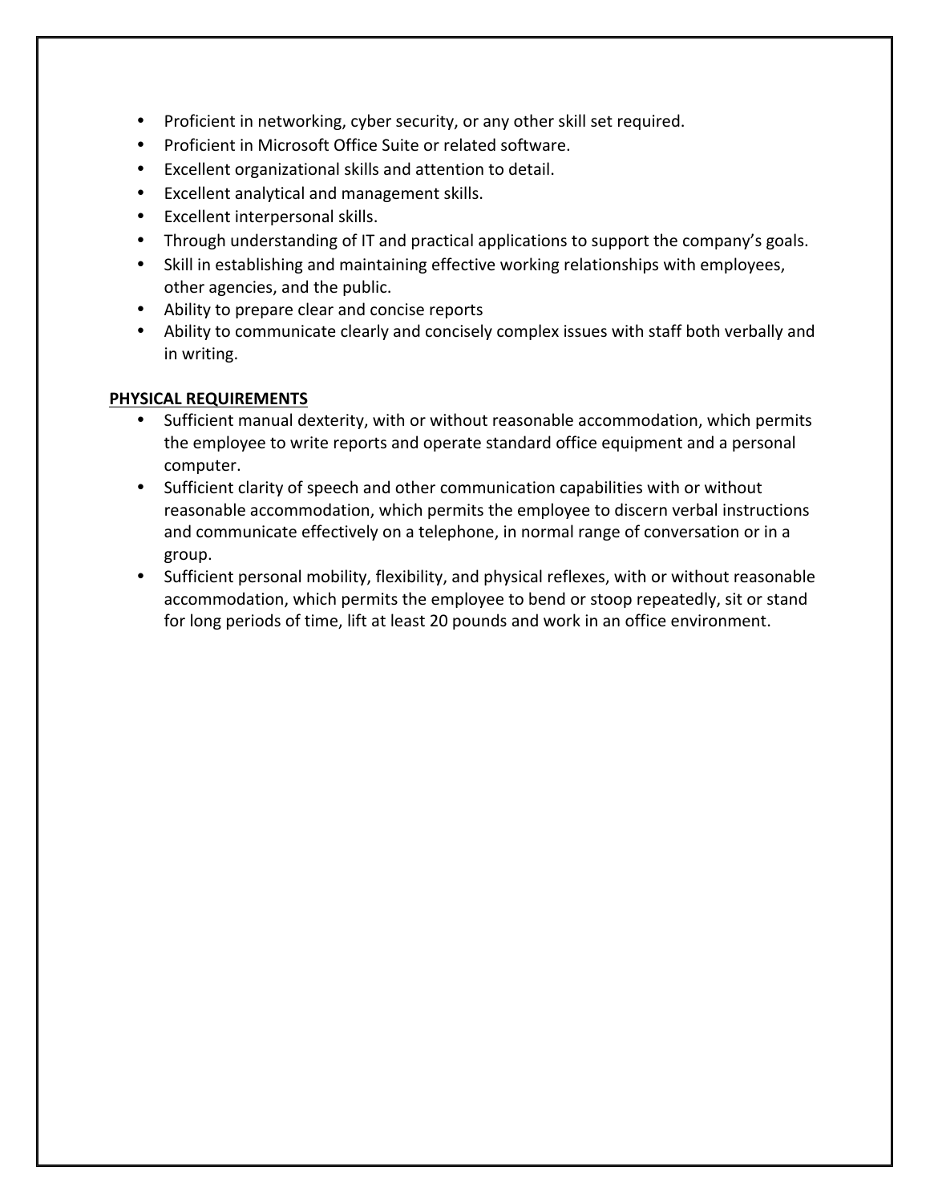- Proficient in networking, cyber security, or any other skill set required.
- Proficient in Microsoft Office Suite or related software.
- Excellent organizational skills and attention to detail.
- Excellent analytical and management skills.
- Excellent interpersonal skills.
- Through understanding of IT and practical applications to support the company's goals.
- Skill in establishing and maintaining effective working relationships with employees, other agencies, and the public.
- Ability to prepare clear and concise reports
- Ability to communicate clearly and concisely complex issues with staff both verbally and in writing.

**PHYSICAL REQUIREMENTS**

- Sufficient manual dexterity, with or without reasonable accommodation, which permits the employee to write reports and operate standard office equipment and a personal computer.
- Sufficient clarity of speech and other communication capabilities with or without reasonable accommodation, which permits the employee to discern verbal instructions and communicate effectively on a telephone, in normal range of conversation or in a group.
- Sufficient personal mobility, flexibility, and physical reflexes, with or without reasonable accommodation, which permits the employee to bend or stoop repeatedly, sit or stand for long periods of time, lift at least 20 pounds and work in an office environment.